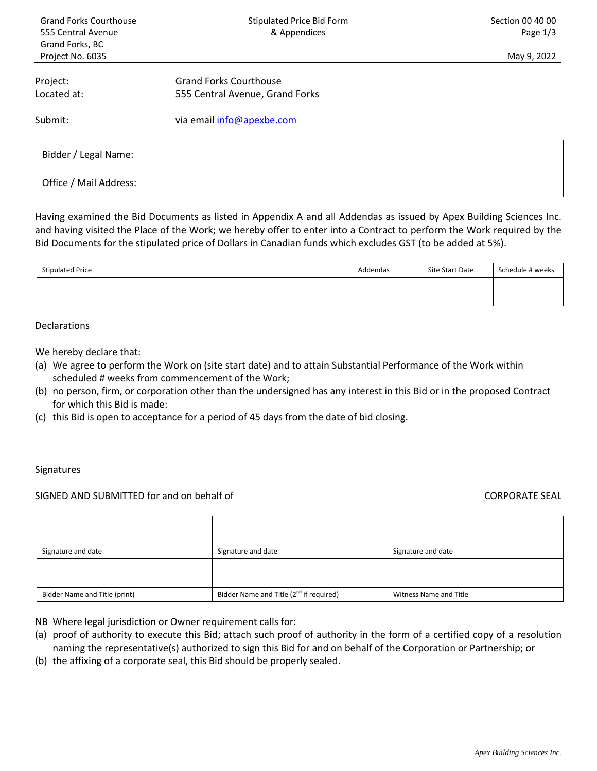Project: Grand Forks Courthouse
Located at: 555 Central Avenue, Grand Forks

Submit: via email info@apexbe.com

| Bidder / Legal Name: |
|---|
| Office / Mail Address: |

Having examined the Bid Documents as listed in Appendix A and all Addendas as issued by Apex Building Sciences Inc. and having visited the Place of the Work; we hereby offer to enter into a Contract to perform the Work required by the Bid Documents for the stipulated price of Dollars in Canadian funds which excludes GST (to be added at 5%).

| Stipulated Price | Addendas | Site Start Date | Schedule # weeks |
|---|---|---|---|
| | | | |

Declarations

We hereby declare that:

(a) We agree to perform the Work on (site start date) and to attain Substantial Performance of the Work within scheduled # weeks from commencement of the Work;
(b) no person, firm, or corporation other than the undersigned has any interest in this Bid or in the proposed Contract for which this Bid is made:
(c) this Bid is open to acceptance for a period of 45 days from the date of bid closing.

Signatures

SIGNED AND SUBMITTED for and on behalf of CORPORATE SEAL

| | | |
|---|---|---|
| Signature and date | Signature and date | Signature and date |
| | | |
| Bidder Name and Title (print) | Bidder Name and Title (2nd if required) | Witness Name and Title |

NB Where legal jurisdiction or Owner requirement calls for:

(a) proof of authority to execute this Bid; attach such proof of authority in the form of a certified copy of a resolution naming the representative(s) authorized to sign this Bid for and on behalf of the Corporation or Partnership; or
(b) the affixing of a corporate seal, this Bid should be properly sealed.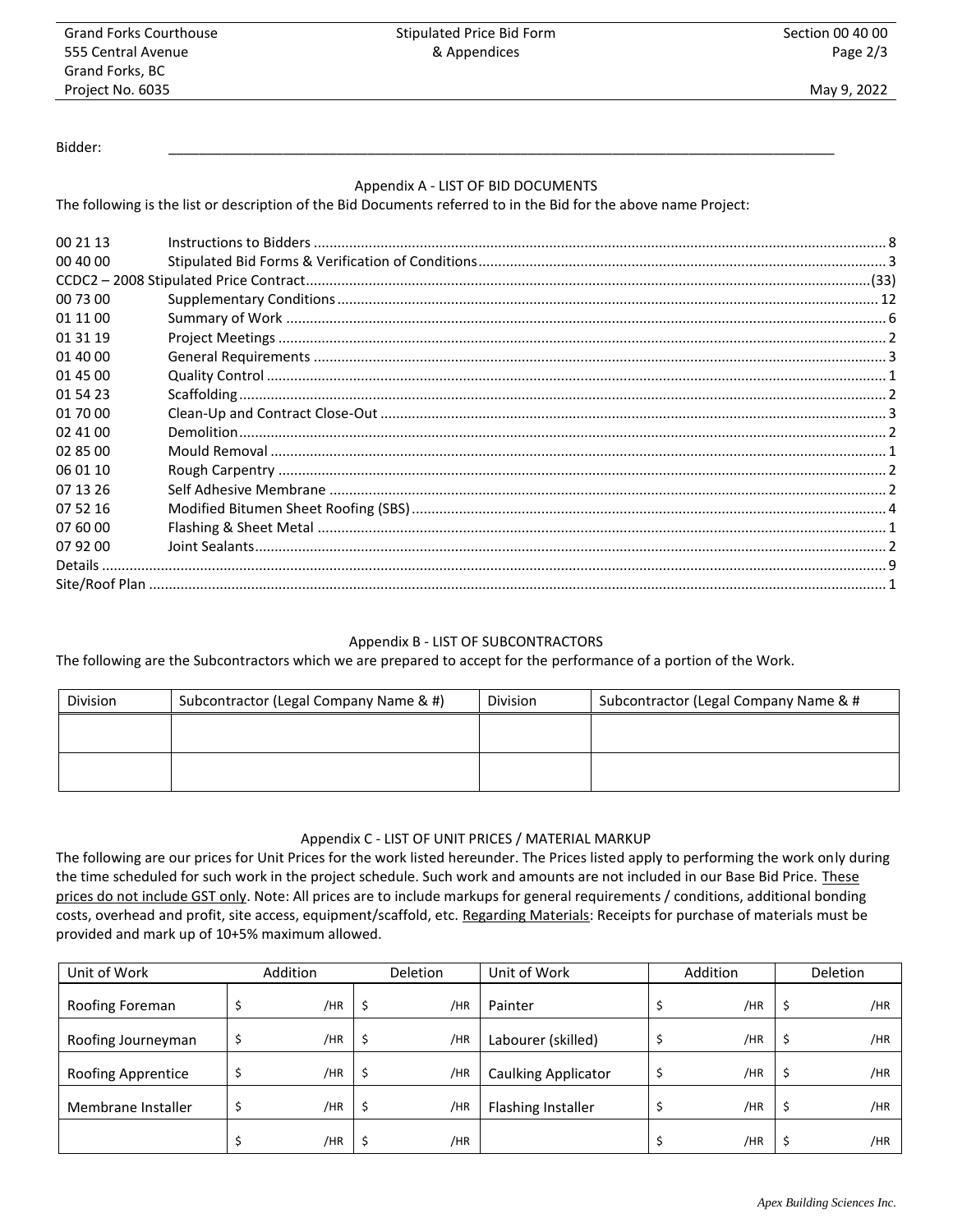Bidder: ______________________________________________________________________________

## Appendix A - LIST OF BID DOCUMENTS

The following is the list or description of the Bid Documents referred to in the Bid for the above name Project:

| | | |
|---|---|---|
| 00 21 13 | Instructions to Bidders | 8 |
| 00 40 00 | Stipulated Bid Forms & Verification of Conditions | 3 |
| CCDC2 – 2008 Stipulated Price Contract | | (33) |
| 00 73 00 | Supplementary Conditions | 12 |
| 01 11 00 | Summary of Work | 6 |
| 01 31 19 | Project Meetings | 2 |
| 01 40 00 | General Requirements | 3 |
| 01 45 00 | Quality Control | 1 |
| 01 54 23 | Scaffolding | 2 |
| 01 70 00 | Clean-Up and Contract Close-Out | 3 |
| 02 41 00 | Demolition | 2 |
| 02 85 00 | Mould Removal | 1 |
| 06 01 10 | Rough Carpentry | 2 |
| 07 13 26 | Self Adhesive Membrane | 2 |
| 07 52 16 | Modified Bitumen Sheet Roofing (SBS) | 4 |
| 07 60 00 | Flashing & Sheet Metal | 1 |
| 07 92 00 | Joint Sealants | 2 |
| Details | | 9 |
| Site/Roof Plan | | 1 |

## Appendix B - LIST OF SUBCONTRACTORS

The following are the Subcontractors which we are prepared to accept for the performance of a portion of the Work.

| Division | Subcontractor (Legal Company Name & #) | Division | Subcontractor (Legal Company Name & # |
|---|---|---|---|
| | | | |
| | | | |

## Appendix C - LIST OF UNIT PRICES / MATERIAL MARKUP

The following are our prices for Unit Prices for the work listed hereunder. The Prices listed apply to performing the work only during the time scheduled for such work in the project schedule. Such work and amounts are not included in our Base Bid Price. These prices do not include GST only. Note: All prices are to include markups for general requirements / conditions, additional bonding costs, overhead and profit, site access, equipment/scaffold, etc. Regarding Materials: Receipts for purchase of materials must be provided and mark up of 10+5% maximum allowed.

| Unit of Work | Addition | Deletion | Unit of Work | Addition | Deletion |
|---|---|---|---|---|---|
| Roofing Foreman | $ /HR | $ /HR | Painter | $ /HR | $ /HR |
| Roofing Journeyman | $ /HR | $ /HR | Labourer (skilled) | $ /HR | $ /HR |
| Roofing Apprentice | $ /HR | $ /HR | Caulking Applicator | $ /HR | $ /HR |
| Membrane Installer | $ /HR | $ /HR | Flashing Installer | $ /HR | $ /HR |
| | $ /HR | $ /HR | | $ /HR | $ /HR |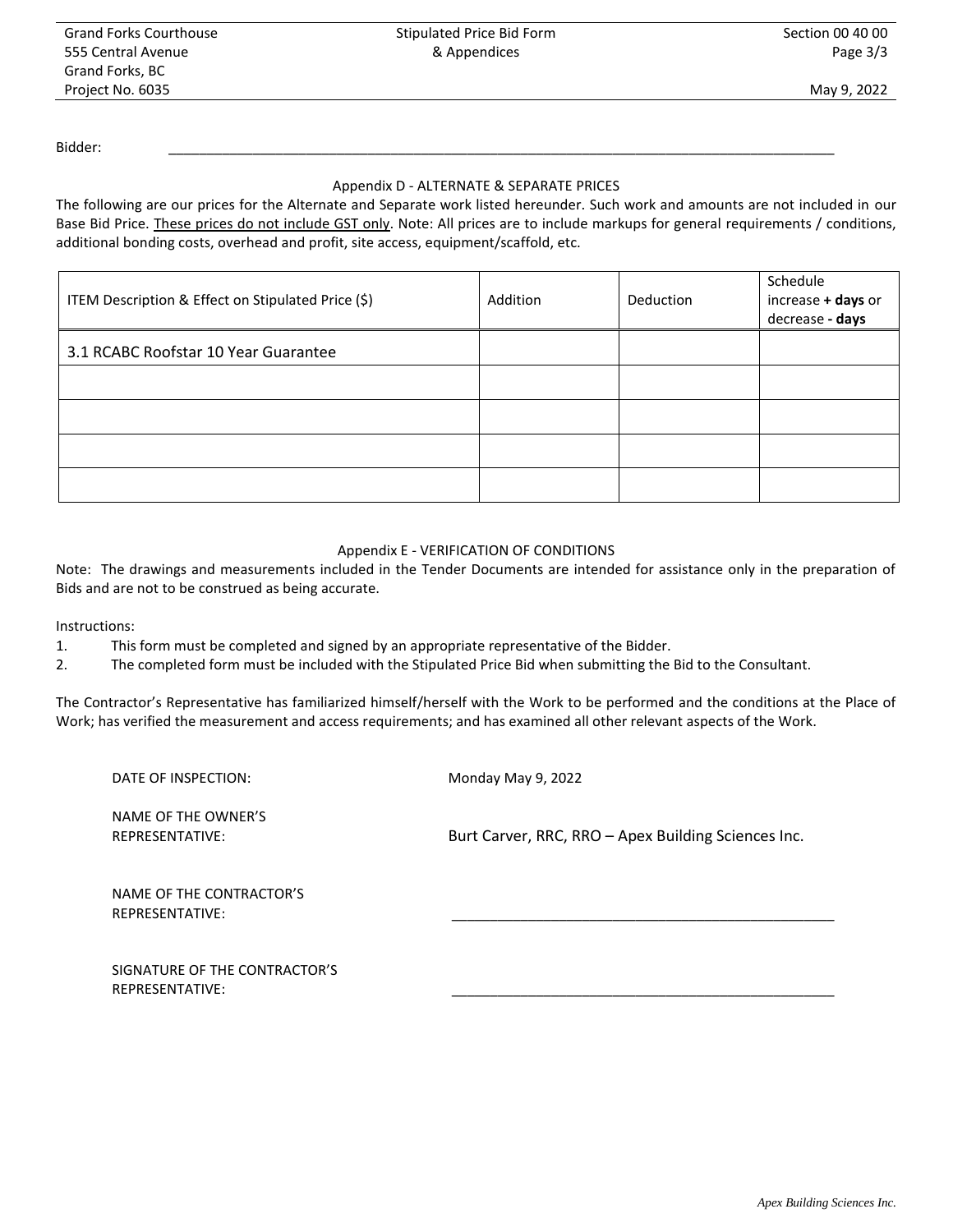Bidder: ______________________________________________________________________________

## Appendix D - ALTERNATE & SEPARATE PRICES

The following are our prices for the Alternate and Separate work listed hereunder. Such work and amounts are not included in our Base Bid Price. <u>These prices do not include GST only</u>. Note: All prices are to include markups for general requirements / conditions, additional bonding costs, overhead and profit, site access, equipment/scaffold, etc.

| ITEM Description & Effect on Stipulated Price ($) | Addition | Deduction | Schedule increase **+ days** or decrease **- days** |
|---|---|---|---|
| 3.1 RCABC Roofstar 10 Year Guarantee | | | |
| | | | |
| | | | |
| | | | |
| | | | |

## Appendix E - VERIFICATION OF CONDITIONS

Note: The drawings and measurements included in the Tender Documents are intended for assistance only in the preparation of Bids and are not to be construed as being accurate.

Instructions:

1. This form must be completed and signed by an appropriate representative of the Bidder.
2. The completed form must be included with the Stipulated Price Bid when submitting the Bid to the Consultant.

The Contractor's Representative has familiarized himself/herself with the Work to be performed and the conditions at the Place of Work; has verified the measurement and access requirements; and has examined all other relevant aspects of the Work.

DATE OF INSPECTION: Monday May 9, 2022

NAME OF THE OWNER'S REPRESENTATIVE: Burt Carver, RRC, RRO – Apex Building Sciences Inc.

NAME OF THE CONTRACTOR'S REPRESENTATIVE: ______________________________

SIGNATURE OF THE CONTRACTOR'S REPRESENTATIVE: ______________________________